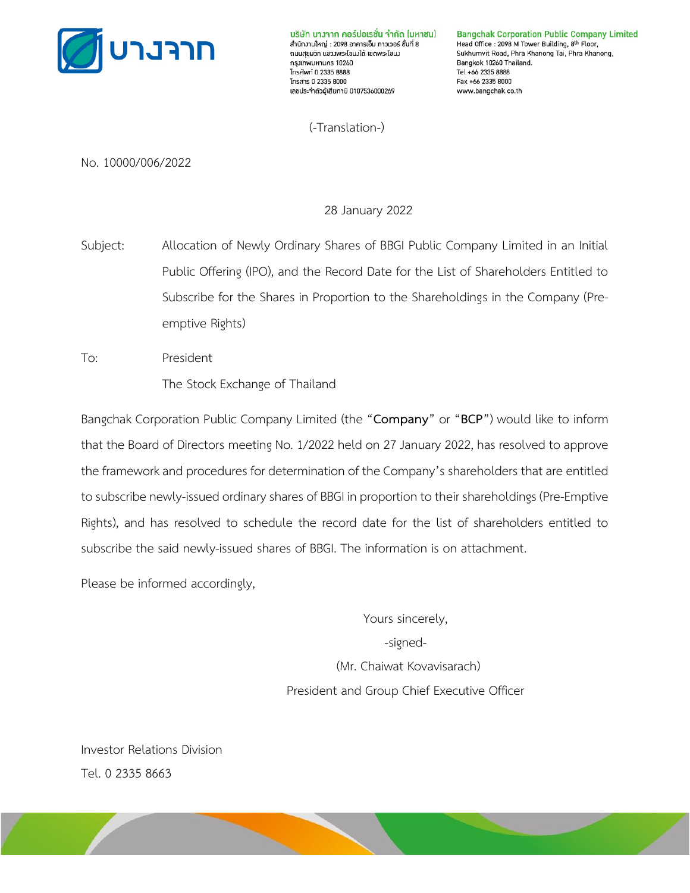บริษัท บางจาก คอร์ปอเรชั่น จำกัด (มหาชน)
สำนักงานใหญ่ : 2098 อาคารเอ็ม ทาวเวอร์ ชั้นที่ 8
ถนนสุขุมวิท แขวงพระโขนงใต้ เขตพระโขนง
กรุงเทพมหานคร 10260
โทรศัพท์ 0 2335 8888
โทรสาร 0 2335 8000
เลขประจำตัวผู้เสียภาษี 0107536000269

Bangchak Corporation Public Company Limited
Head Office : 2098 M Tower Building, 8th Floor,
Sukhumvit Road, Phra Khanong Tai, Phra Khanong,
Bangkok 10260 Thailand.
Tel +66 2335 8888
Fax +66 2335 8000
www.bangchak.co.th

(-Translation-)

No. 10000/006/2022

28 January 2022

Subject: Allocation of Newly Ordinary Shares of BBGI Public Company Limited in an Initial Public Offering (IPO), and the Record Date for the List of Shareholders Entitled to Subscribe for the Shares in Proportion to the Shareholdings in the Company (Pre-emptive Rights)

To: President
The Stock Exchange of Thailand

Bangchak Corporation Public Company Limited (the "**Company**" or "**BCP**") would like to inform that the Board of Directors meeting No. 1/2022 held on 27 January 2022, has resolved to approve the framework and procedures for determination of the Company's shareholders that are entitled to subscribe newly-issued ordinary shares of BBGI in proportion to their shareholdings (Pre-Emptive Rights), and has resolved to schedule the record date for the list of shareholders entitled to subscribe the said newly-issued shares of BBGI. The information is on attachment.

Please be informed accordingly,

Yours sincerely,

-signed-

(Mr. Chaiwat Kovavisarach)

President and Group Chief Executive Officer

Investor Relations Division

Tel. 0 2335 8663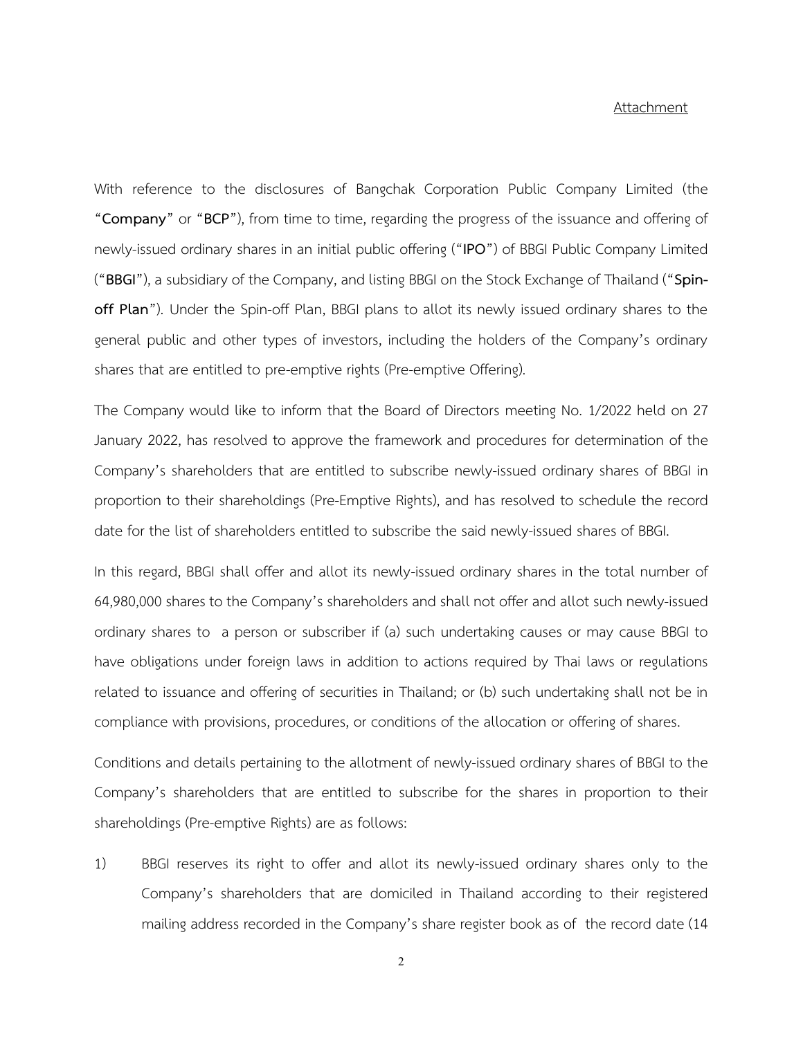Attachment

With reference to the disclosures of Bangchak Corporation Public Company Limited (the "**Company**" or "**BCP**"), from time to time, regarding the progress of the issuance and offering of newly-issued ordinary shares in an initial public offering ("**IPO**") of BBGI Public Company Limited ("**BBGI**"), a subsidiary of the Company, and listing BBGI on the Stock Exchange of Thailand ("**Spin-off Plan**"). Under the Spin-off Plan, BBGI plans to allot its newly issued ordinary shares to the general public and other types of investors, including the holders of the Company's ordinary shares that are entitled to pre-emptive rights (Pre-emptive Offering).

The Company would like to inform that the Board of Directors meeting No. 1/2022 held on 27 January 2022, has resolved to approve the framework and procedures for determination of the Company's shareholders that are entitled to subscribe newly-issued ordinary shares of BBGI in proportion to their shareholdings (Pre-Emptive Rights), and has resolved to schedule the record date for the list of shareholders entitled to subscribe the said newly-issued shares of BBGI.

In this regard, BBGI shall offer and allot its newly-issued ordinary shares in the total number of 64,980,000 shares to the Company's shareholders and shall not offer and allot such newly-issued ordinary shares to a person or subscriber if (a) such undertaking causes or may cause BBGI to have obligations under foreign laws in addition to actions required by Thai laws or regulations related to issuance and offering of securities in Thailand; or (b) such undertaking shall not be in compliance with provisions, procedures, or conditions of the allocation or offering of shares.

Conditions and details pertaining to the allotment of newly-issued ordinary shares of BBGI to the Company's shareholders that are entitled to subscribe for the shares in proportion to their shareholdings (Pre-emptive Rights) are as follows:

1) BBGI reserves its right to offer and allot its newly-issued ordinary shares only to the Company's shareholders that are domiciled in Thailand according to their registered mailing address recorded in the Company's share register book as of the record date (14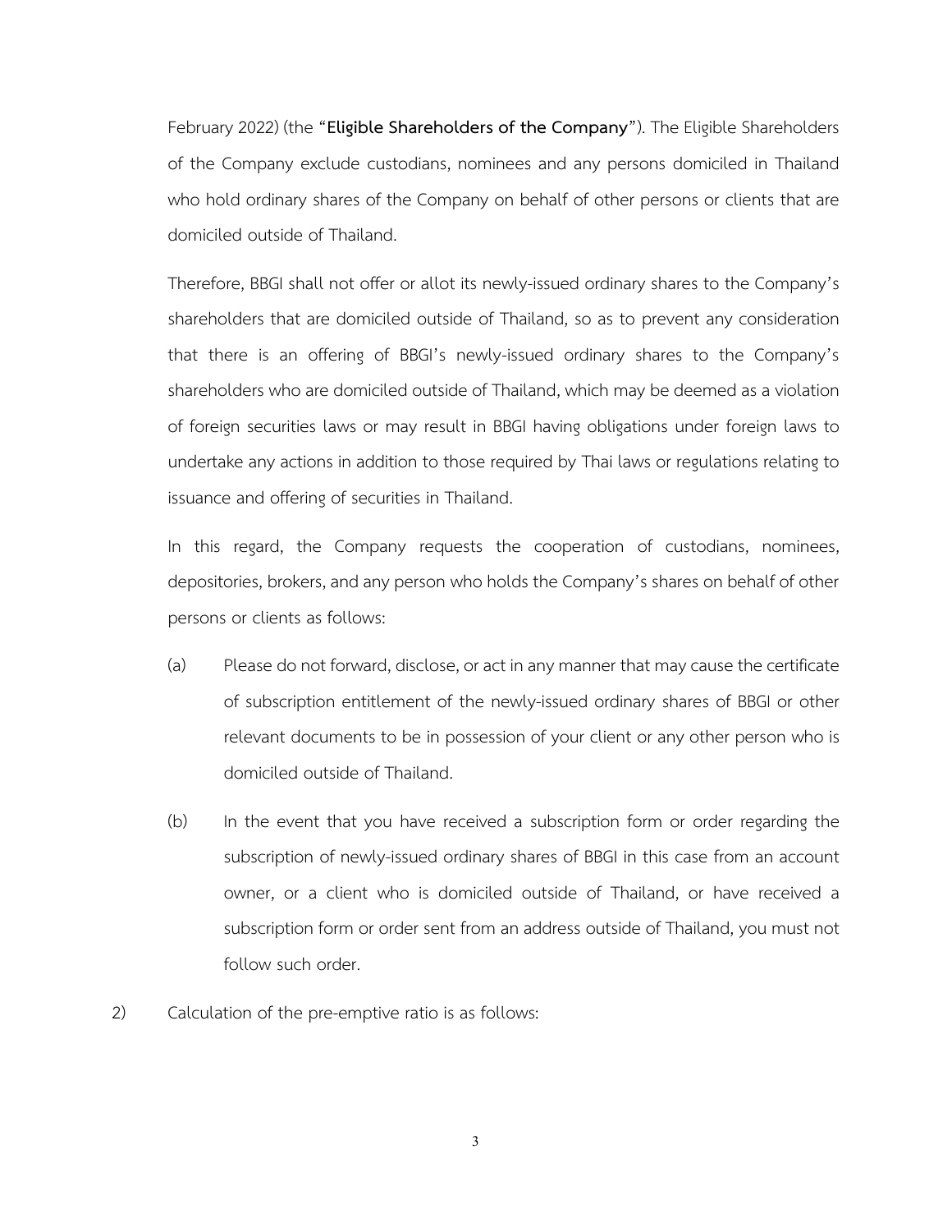February 2022) (the "**Eligible Shareholders of the Company**"). The Eligible Shareholders of the Company exclude custodians, nominees and any persons domiciled in Thailand who hold ordinary shares of the Company on behalf of other persons or clients that are domiciled outside of Thailand.

Therefore, BBGI shall not offer or allot its newly-issued ordinary shares to the Company's shareholders that are domiciled outside of Thailand, so as to prevent any consideration that there is an offering of BBGI's newly-issued ordinary shares to the Company's shareholders who are domiciled outside of Thailand, which may be deemed as a violation of foreign securities laws or may result in BBGI having obligations under foreign laws to undertake any actions in addition to those required by Thai laws or regulations relating to issuance and offering of securities in Thailand.

In this regard, the Company requests the cooperation of custodians, nominees, depositories, brokers, and any person who holds the Company's shares on behalf of other persons or clients as follows:

(a) Please do not forward, disclose, or act in any manner that may cause the certificate of subscription entitlement of the newly-issued ordinary shares of BBGI or other relevant documents to be in possession of your client or any other person who is domiciled outside of Thailand.

(b) In the event that you have received a subscription form or order regarding the subscription of newly-issued ordinary shares of BBGI in this case from an account owner, or a client who is domiciled outside of Thailand, or have received a subscription form or order sent from an address outside of Thailand, you must not follow such order.

2) Calculation of the pre-emptive ratio is as follows: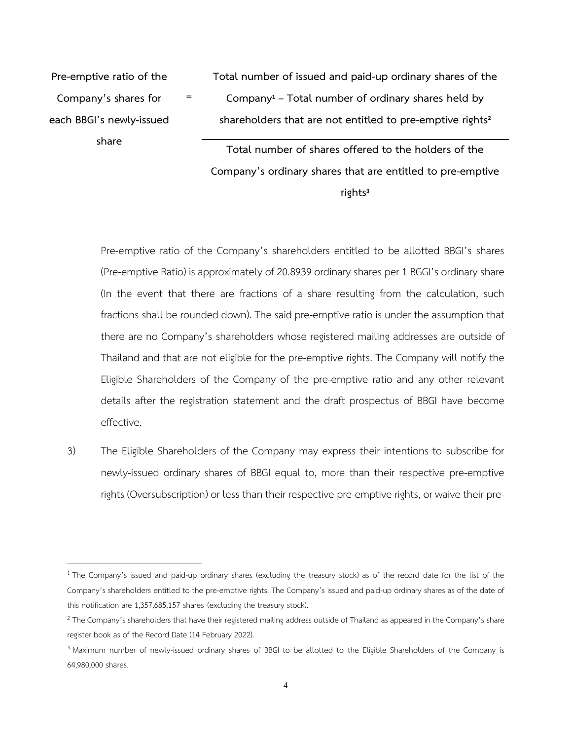**Pre-emptive ratio of the Company's shares for each BBGI's newly-issued share** = **Total number of issued and paid-up ordinary shares of the Company[1] – Total number of ordinary shares held by shareholders that are not entitled to pre-emptive rights[2]** / **Total number of shares offered to the holders of the Company's ordinary shares that are entitled to pre-emptive rights[3]**

Pre-emptive ratio of the Company's shareholders entitled to be allotted BBGI's shares (Pre-emptive Ratio) is approximately of 20.8939 ordinary shares per 1 BGGI's ordinary share (In the event that there are fractions of a share resulting from the calculation, such fractions shall be rounded down). The said pre-emptive ratio is under the assumption that there are no Company's shareholders whose registered mailing addresses are outside of Thailand and that are not eligible for the pre-emptive rights. The Company will notify the Eligible Shareholders of the Company of the pre-emptive ratio and any other relevant details after the registration statement and the draft prospectus of BBGI have become effective.

3) The Eligible Shareholders of the Company may express their intentions to subscribe for newly-issued ordinary shares of BBGI equal to, more than their respective pre-emptive rights (Oversubscription) or less than their respective pre-emptive rights, or waive their pre-

---

[1] The Company's issued and paid-up ordinary shares (excluding the treasury stock) as of the record date for the list of the Company's shareholders entitled to the pre-emptive rights. The Company's issued and paid-up ordinary shares as of the date of this notification are 1,357,685,157 shares (excluding the treasury stock).

[2] The Company's shareholders that have their registered mailing address outside of Thailand as appeared in the Company's share register book as of the Record Date (14 February 2022).

[3] Maximum number of newly-issued ordinary shares of BBGI to be allotted to the Eligible Shareholders of the Company is 64,980,000 shares.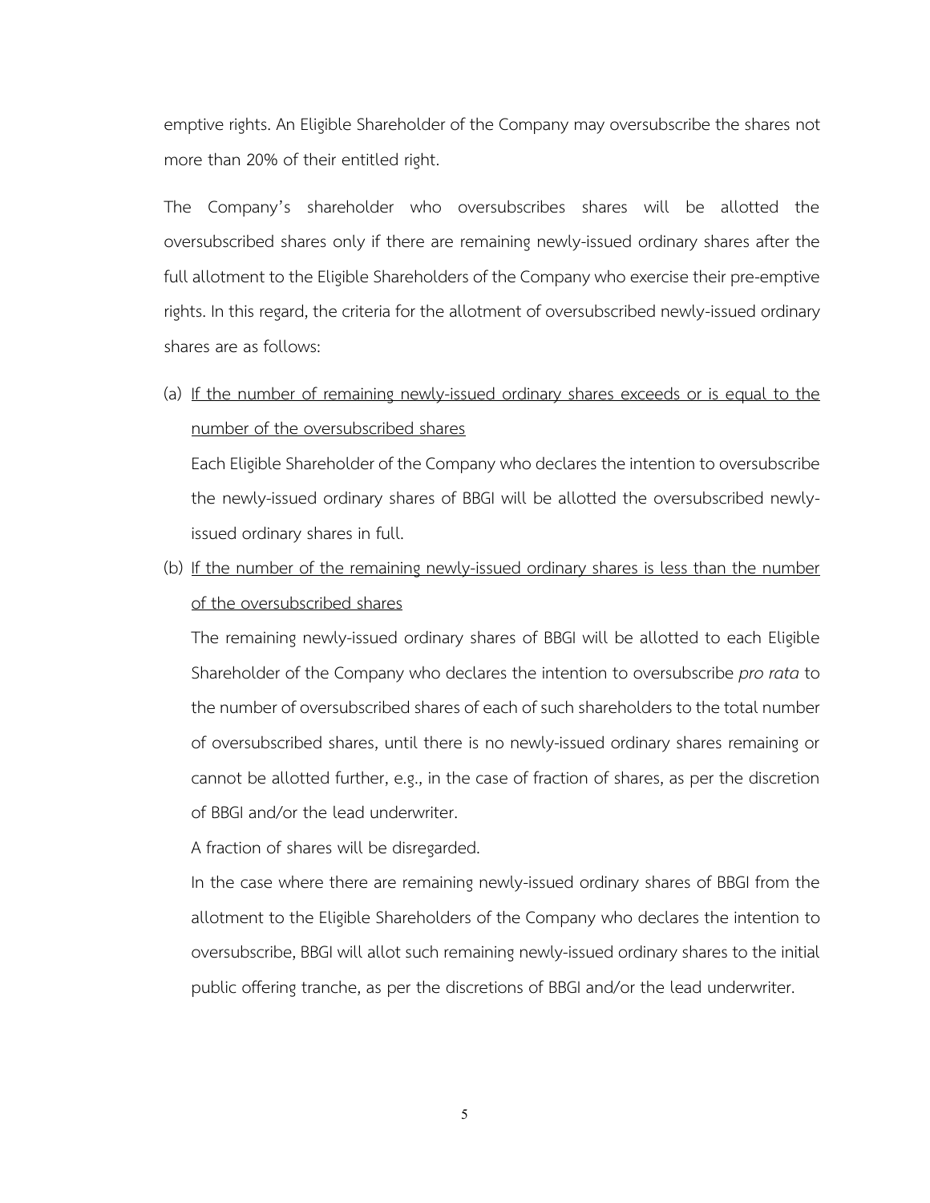emptive rights. An Eligible Shareholder of the Company may oversubscribe the shares not more than 20% of their entitled right.

The Company's shareholder who oversubscribes shares will be allotted the oversubscribed shares only if there are remaining newly-issued ordinary shares after the full allotment to the Eligible Shareholders of the Company who exercise their pre-emptive rights. In this regard, the criteria for the allotment of oversubscribed newly-issued ordinary shares are as follows:

(a) <u>If the number of remaining newly-issued ordinary shares exceeds or is equal to the number of the oversubscribed shares</u>

Each Eligible Shareholder of the Company who declares the intention to oversubscribe the newly-issued ordinary shares of BBGI will be allotted the oversubscribed newly-issued ordinary shares in full.

(b) <u>If the number of the remaining newly-issued ordinary shares is less than the number of the oversubscribed shares</u>

The remaining newly-issued ordinary shares of BBGI will be allotted to each Eligible Shareholder of the Company who declares the intention to oversubscribe *pro rata* to the number of oversubscribed shares of each of such shareholders to the total number of oversubscribed shares, until there is no newly-issued ordinary shares remaining or cannot be allotted further, e.g., in the case of fraction of shares, as per the discretion of BBGI and/or the lead underwriter.

A fraction of shares will be disregarded.

In the case where there are remaining newly-issued ordinary shares of BBGI from the allotment to the Eligible Shareholders of the Company who declares the intention to oversubscribe, BBGI will allot such remaining newly-issued ordinary shares to the initial public offering tranche, as per the discretions of BBGI and/or the lead underwriter.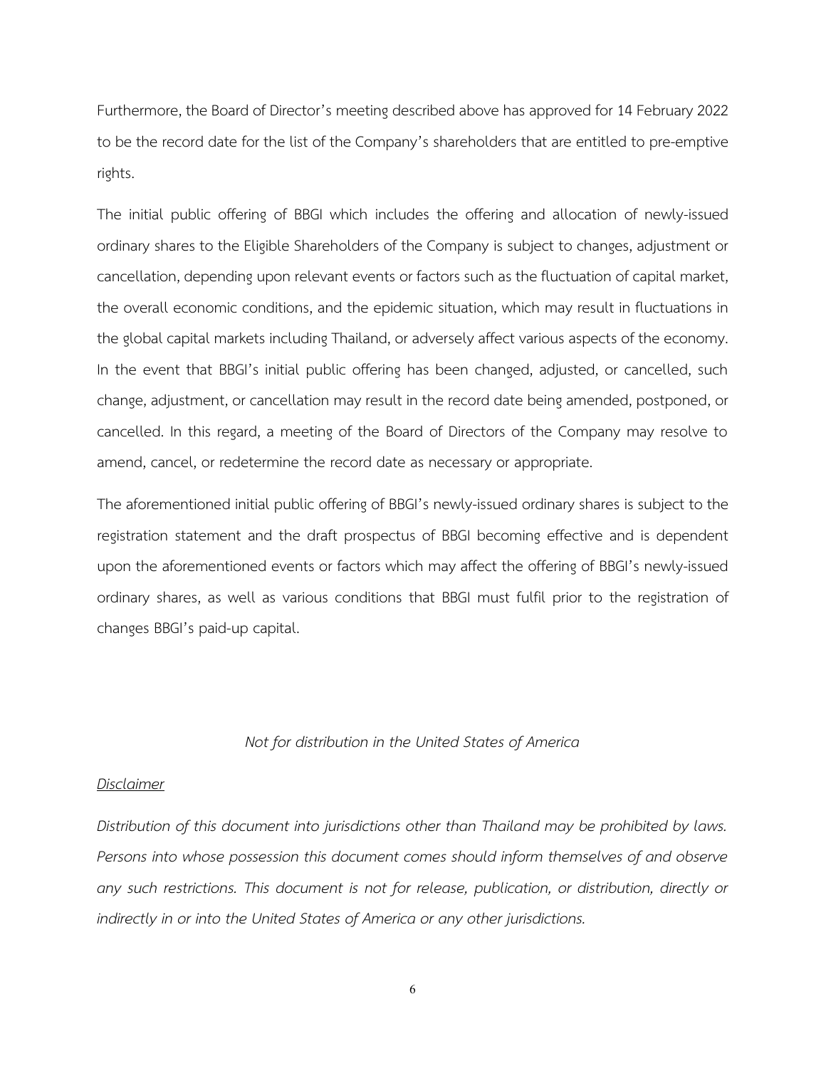Furthermore, the Board of Director's meeting described above has approved for 14 February 2022 to be the record date for the list of the Company's shareholders that are entitled to pre-emptive rights.

The initial public offering of BBGI which includes the offering and allocation of newly-issued ordinary shares to the Eligible Shareholders of the Company is subject to changes, adjustment or cancellation, depending upon relevant events or factors such as the fluctuation of capital market, the overall economic conditions, and the epidemic situation, which may result in fluctuations in the global capital markets including Thailand, or adversely affect various aspects of the economy. In the event that BBGI's initial public offering has been changed, adjusted, or cancelled, such change, adjustment, or cancellation may result in the record date being amended, postponed, or cancelled. In this regard, a meeting of the Board of Directors of the Company may resolve to amend, cancel, or redetermine the record date as necessary or appropriate.

The aforementioned initial public offering of BBGI's newly-issued ordinary shares is subject to the registration statement and the draft prospectus of BBGI becoming effective and is dependent upon the aforementioned events or factors which may affect the offering of BBGI's newly-issued ordinary shares, as well as various conditions that BBGI must fulfil prior to the registration of changes BBGI's paid-up capital.

*Not for distribution in the United States of America*

*Disclaimer*

*Distribution of this document into jurisdictions other than Thailand may be prohibited by laws. Persons into whose possession this document comes should inform themselves of and observe any such restrictions. This document is not for release, publication, or distribution, directly or indirectly in or into the United States of America or any other jurisdictions.*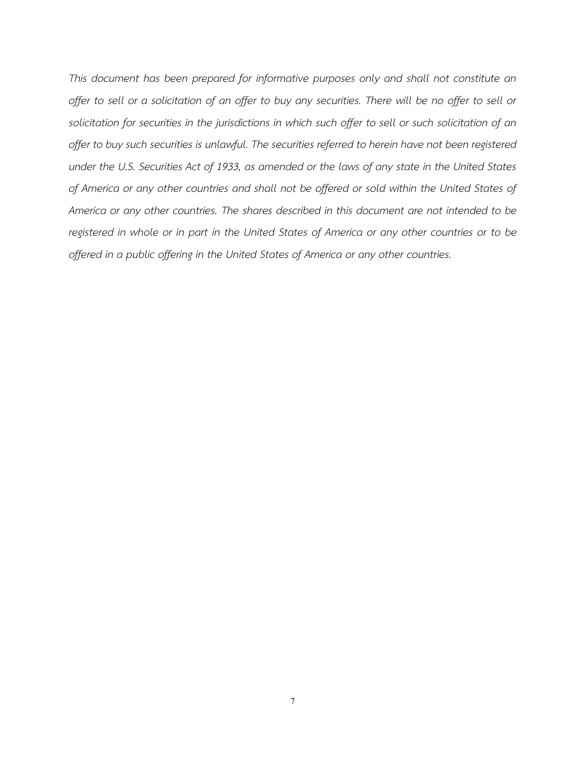*This document has been prepared for informative purposes only and shall not constitute an offer to sell or a solicitation of an offer to buy any securities. There will be no offer to sell or solicitation for securities in the jurisdictions in which such offer to sell or such solicitation of an offer to buy such securities is unlawful. The securities referred to herein have not been registered under the U.S. Securities Act of 1933, as amended or the laws of any state in the United States of America or any other countries and shall not be offered or sold within the United States of America or any other countries. The shares described in this document are not intended to be registered in whole or in part in the United States of America or any other countries or to be offered in a public offering in the United States of America or any other countries.*